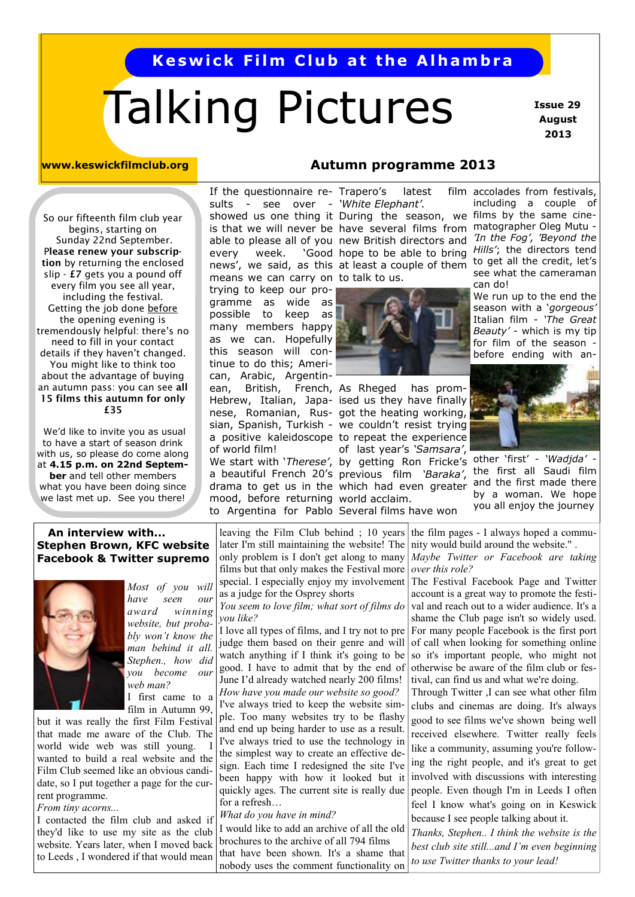**Keswick Film Club at the Alhambra**

# Talking Pictures

**Issue 29**
**August**
**2013**

**www.keswickfilmclub.org**

## Autumn programme 2013

So our fifteenth film club year begins, starting on Sunday 22nd September. **Please renew your subscription** by returning the enclosed slip - **£7** gets you a pound off every film you see all year, including the festival. Getting the job done before the opening evening is tremendously helpful: there's no need to fill in your contact details if they haven't changed. You might like to think too about the advantage of buying an autumn pass: you can see **all 15 films this autumn for only £35**

We'd like to invite you as usual to have a start of season drink with us, so please do come along at **4.15 p.m. on 22nd September** and tell other members what you have been doing since we last met up. See you there!

If the questionnaire results - see over - showed us one thing it is that we will never be able to please all of you every week. 'Good news', we said, as this means we can carry on trying to keep our programme as wide as possible to keep as many members happy as we can. Hopefully this season will continue to do this; American, Arabic, Argentinean, British, French, Hebrew, Italian, Japanese, Romanian, Russian, Spanish, Turkish - a positive kaleidoscope of world film!

We start with '*Therese*', a beautiful French 20's drama to get us in the mood, before returning to Argentina for Pablo Trapero's latest film - *'White Elephant'.*

During the season, we have several films from new British directors and hope to be able to bring at least a couple of them to talk to us.

As Rheged has promised us they have finally got the heating working, we couldn't resist trying to repeat the experience of last year's *'Samsara'*, by getting Ron Fricke's previous film *'Baraka'*, which had even greater world acclaim.

Several films have won accolades from festivals, including a couple of films by the same cinematographer Oleg Mutu - *'In the Fog', 'Beyond the Hills'*; the directors tend to get all the credit, let's see what the cameraman can do!

We run up to the end the season with a *'gorgeous'* Italian film - *'The Great Beauty'* - which is my tip for film of the season - before ending with another 'first' - *'Wadjda'* - the first all Saudi film and the first made there by a woman. We hope you all enjoy the journey

### An interview with... Stephen Brown, KFC website Facebook & Twitter supremo

*Most of you will have seen our award winning website, but probably won't know the man behind it all. Stephen., how did you become our web man?*

I first came to a film in Autumn 99, but it was really the first Film Festival that made me aware of the Club. The world wide web was still young. I wanted to build a real website and the Film Club seemed like an obvious candidate, so I put together a page for the current programme.

*From tiny acorns...*

I contacted the film club and asked if they'd like to use my site as the club website. Years later, when I moved back to Leeds , I wondered if that would mean leaving the Film Club behind ; 10 years later I'm still maintaining the website! The only problem is I don't get along to many films but that only makes the Festival more special. I especially enjoy my involvement as a judge for the Osprey shorts

*You seem to love film; what sort of films do you like?*

I love all types of films, and I try not to pre judge them based on their genre and will watch anything if I think it's going to be good. I have to admit that by the end of June I'd already watched nearly 200 films!

*How have you made our website so good?*

I've always tried to keep the website simple. Too many websites try to be flashy and end up being harder to use as a result. I've always tried to use the technology in the simplest way to create an effective design. Each time I redesigned the site I've been happy with how it looked but it quickly ages. The current site is really due for a refresh…

*What do you have in mind?*

I would like to add an archive of all the old brochures to the archive of all 794 films that have been shown. It's a shame that nobody uses the comment functionality on the film pages - I always hoped a community would build around the website." .

*Maybe Twitter or Facebook are taking over this role?*

The Festival Facebook Page and Twitter account is a great way to promote the festival and reach out to a wider audience. It's a shame the Club page isn't so widely used. For many people Facebook is the first port of call when looking for something online so it's important people, who might not otherwise be aware of the film club or festival, can find us and what we're doing.

Through Twitter ,I can see what other film clubs and cinemas are doing. It's always good to see films we've shown being well received elsewhere. Twitter really feels like a community, assuming you're following the right people, and it's great to get involved with discussions with interesting people. Even though I'm in Leeds I often feel I know what's going on in Keswick because I see people talking about it.

*Thanks, Stephen.. I think the website is the best club site still...and I'm even beginning to use Twitter thanks to your lead!*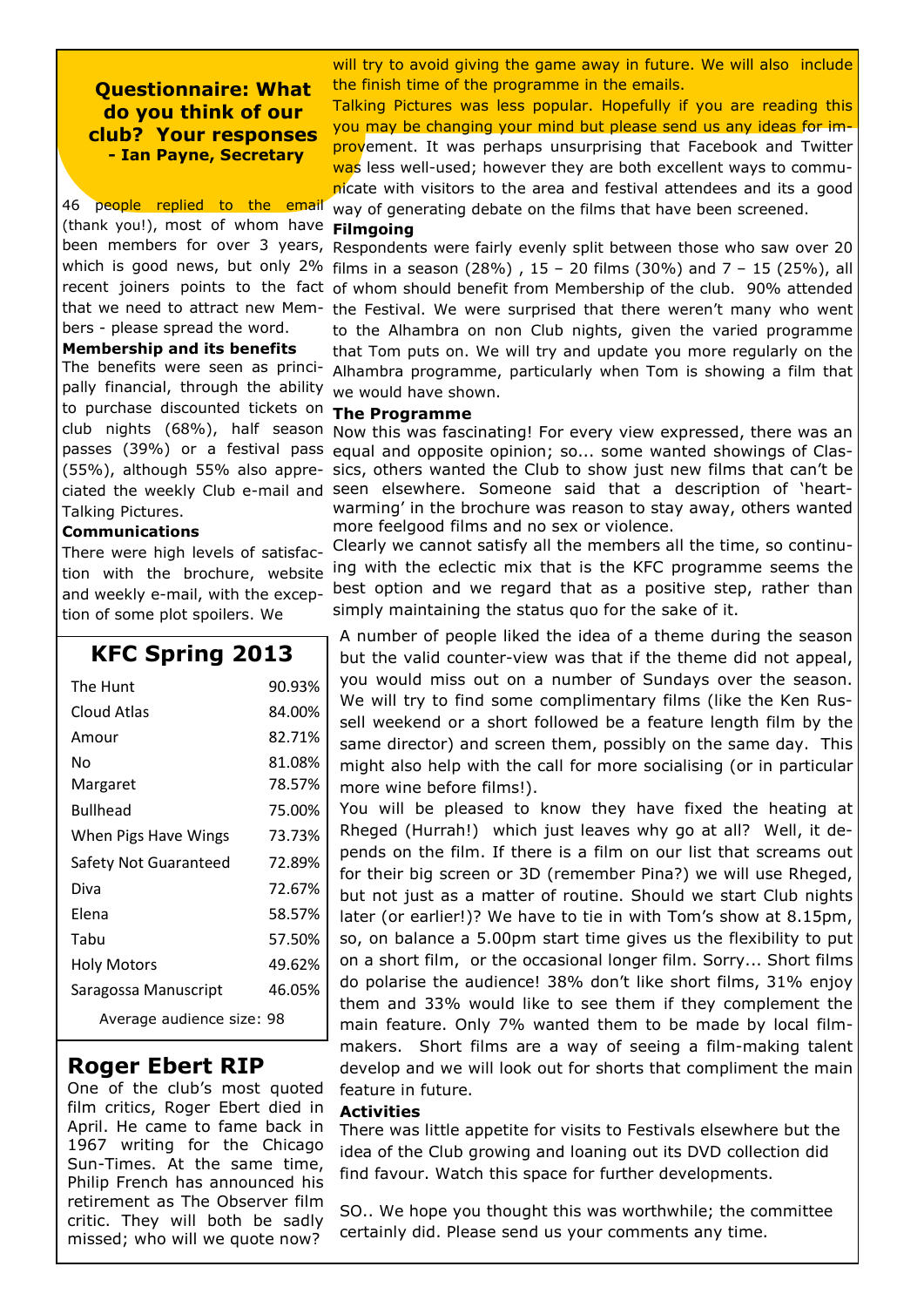## Questionnaire: What do you think of our club? Your responses

**- Ian Payne, Secretary**

46 people replied to the email (thank you!), most of whom have been members for over 3 years, which is good news, but only 2% recent joiners points to the fact that we need to attract new Members - please spread the word.

### Membership and its benefits

The benefits were seen as principally financial, through the ability to purchase discounted tickets on club nights (68%), half season passes (39%) or a festival pass (55%), although 55% also appreciated the weekly Club e-mail and Talking Pictures.

### Communications

There were high levels of satisfaction with the brochure, website and weekly e-mail, with the exception of some plot spoilers. We will try to avoid giving the game away in future. We will also include the finish time of the programme in the emails.

Talking Pictures was less popular. Hopefully if you are reading this you may be changing your mind but please send us any ideas for improvement. It was perhaps unsurprising that Facebook and Twitter was less well-used; however they are both excellent ways to communicate with visitors to the area and festival attendees and its a good way of generating debate on the films that have been screened.

### Filmgoing

Respondents were fairly evenly split between those who saw over 20 films in a season (28%) , 15 – 20 films (30%) and 7 – 15 (25%), all of whom should benefit from Membership of the club. 90% attended the Festival. We were surprised that there weren't many who went to the Alhambra on non Club nights, given the varied programme that Tom puts on. We will try and update you more regularly on the Alhambra programme, particularly when Tom is showing a film that we would have shown.

### The Programme

Now this was fascinating! For every view expressed, there was an equal and opposite opinion; so... some wanted showings of Classics, others wanted the Club to show just new films that can't be seen elsewhere. Someone said that a description of 'heart-warming' in the brochure was reason to stay away, others wanted more feelgood films and no sex or violence.

Clearly we cannot satisfy all the members all the time, so continuing with the eclectic mix that is the KFC programme seems the best option and we regard that as a positive step, rather than simply maintaining the status quo for the sake of it.

A number of people liked the idea of a theme during the season but the valid counter-view was that if the theme did not appeal, you would miss out on a number of Sundays over the season. We will try to find some complimentary films (like the Ken Russell weekend or a short followed be a feature length film by the same director) and screen them, possibly on the same day. This might also help with the call for more socialising (or in particular more wine before films!).

You will be pleased to know they have fixed the heating at Rheged (Hurrah!) which just leaves why go at all? Well, it depends on the film. If there is a film on our list that screams out for their big screen or 3D (remember Pina?) we will use Rheged, but not just as a matter of routine. Should we start Club nights later (or earlier!)? We have to tie in with Tom's show at 8.15pm, so, on balance a 5.00pm start time gives us the flexibility to put on a short film, or the occasional longer film. Sorry... Short films do polarise the audience! 38% don't like short films, 31% enjoy them and 33% would like to see them if they complement the main feature. Only 7% wanted them to be made by local filmmakers. Short films are a way of seeing a film-making talent develop and we will look out for shorts that compliment the main feature in future.

### Activities

There was little appetite for visits to Festivals elsewhere but the idea of the Club growing and loaning out its DVD collection did find favour. Watch this space for further developments.

SO.. We hope you thought this was worthwhile; the committee certainly did. Please send us your comments any time.

## KFC Spring 2013

| | |
|---|---|
| The Hunt | 90.93% |
| Cloud Atlas | 84.00% |
| Amour | 82.71% |
| No | 81.08% |
| Margaret | 78.57% |
| Bullhead | 75.00% |
| When Pigs Have Wings | 73.73% |
| Safety Not Guaranteed | 72.89% |
| Diva | 72.67% |
| Elena | 58.57% |
| Tabu | 57.50% |
| Holy Motors | 49.62% |
| Saragossa Manuscript | 46.05% |

Average audience size: 98

## Roger Ebert RIP

One of the club's most quoted film critics, Roger Ebert died in April. He came to fame back in 1967 writing for the Chicago Sun-Times. At the same time, Philip French has announced his retirement as The Observer film critic. They will both be sadly missed; who will we quote now?